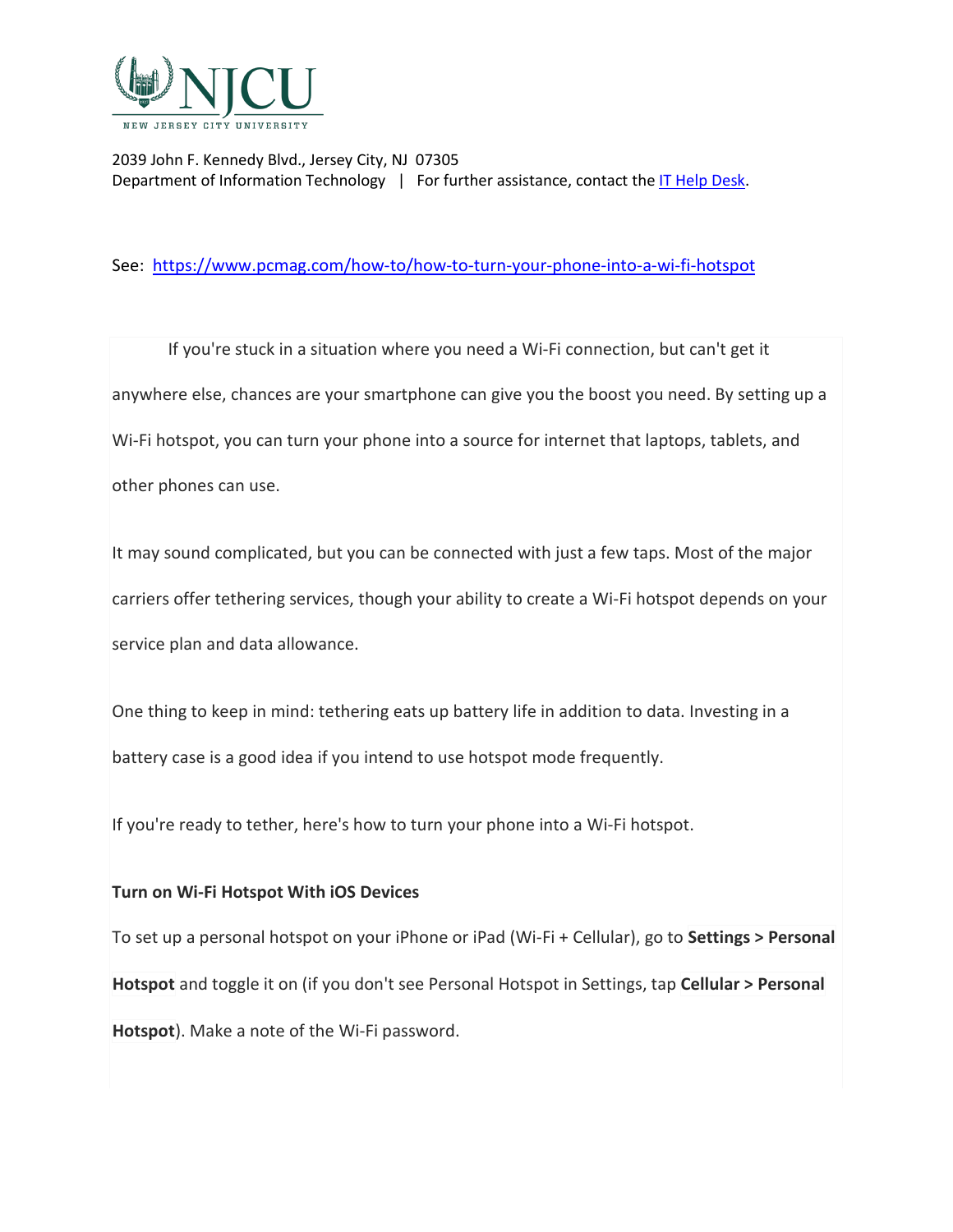2039 John F. Kennedy Blvd., Jersey City, NJ 07305
Department of Information Technology | For further assistance, contact the [IT Help Desk](#).

See: https://www.pcmag.com/how-to/how-to-turn-your-phone-into-a-wi-fi-hotspot

If you're stuck in a situation where you need a Wi-Fi connection, but can't get it anywhere else, chances are your smartphone can give you the boost you need. By setting up a Wi-Fi hotspot, you can turn your phone into a source for internet that laptops, tablets, and other phones can use.

It may sound complicated, but you can be connected with just a few taps. Most of the major carriers offer tethering services, though your ability to create a Wi-Fi hotspot depends on your service plan and data allowance.

One thing to keep in mind: tethering eats up battery life in addition to data. Investing in a battery case is a good idea if you intend to use hotspot mode frequently.

If you're ready to tether, here's how to turn your phone into a Wi-Fi hotspot.

**Turn on Wi-Fi Hotspot With iOS Devices**

To set up a personal hotspot on your iPhone or iPad (Wi-Fi + Cellular), go to **Settings > Personal Hotspot** and toggle it on (if you don't see Personal Hotspot in Settings, tap **Cellular > Personal Hotspot**). Make a note of the Wi-Fi password.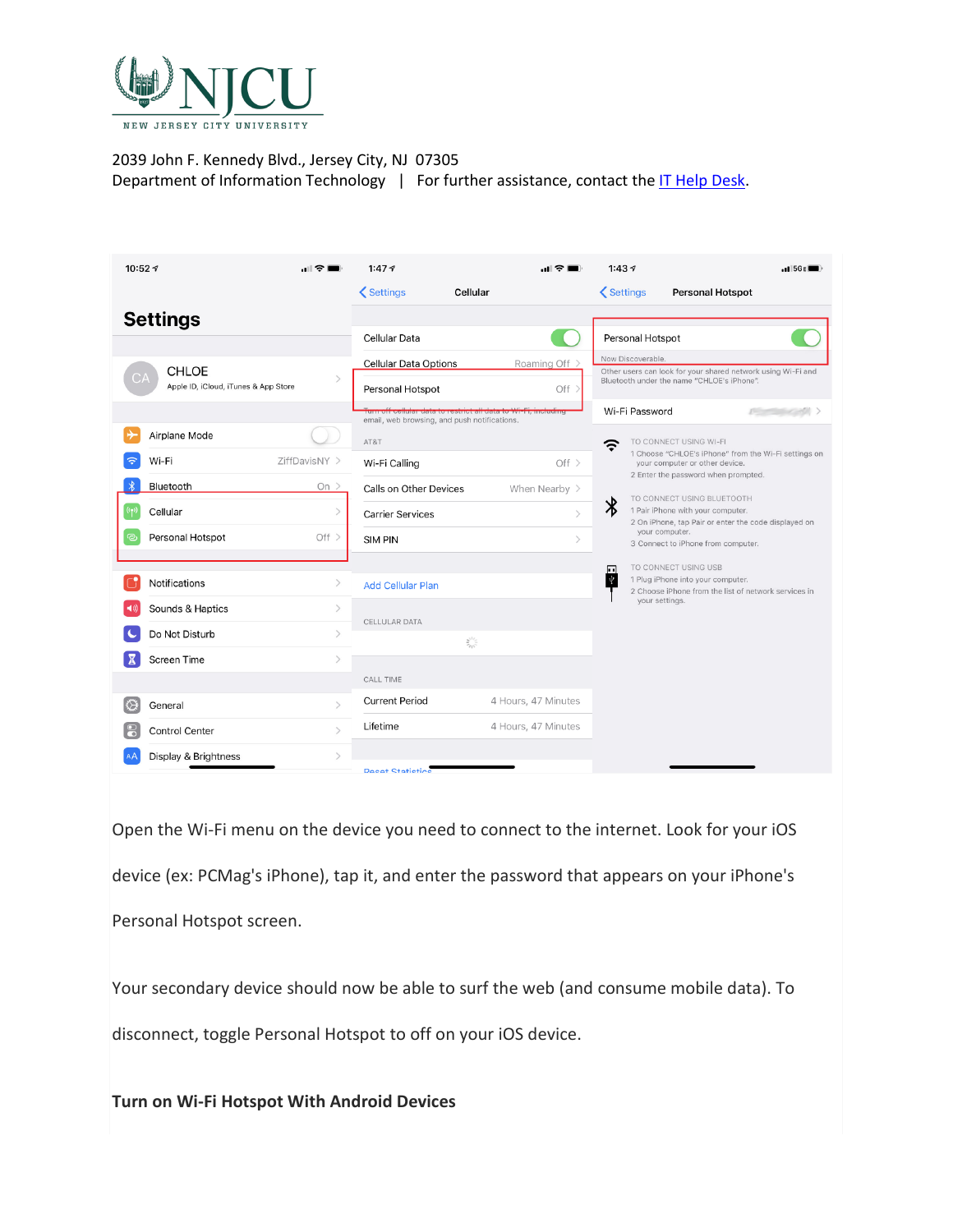Open the Wi-Fi menu on the device you need to connect to the internet. Look for your iOS device (ex: PCMag's iPhone), tap it, and enter the password that appears on your iPhone's Personal Hotspot screen.

Your secondary device should now be able to surf the web (and consume mobile data). To disconnect, toggle Personal Hotspot to off on your iOS device.

**Turn on Wi-Fi Hotspot With Android Devices**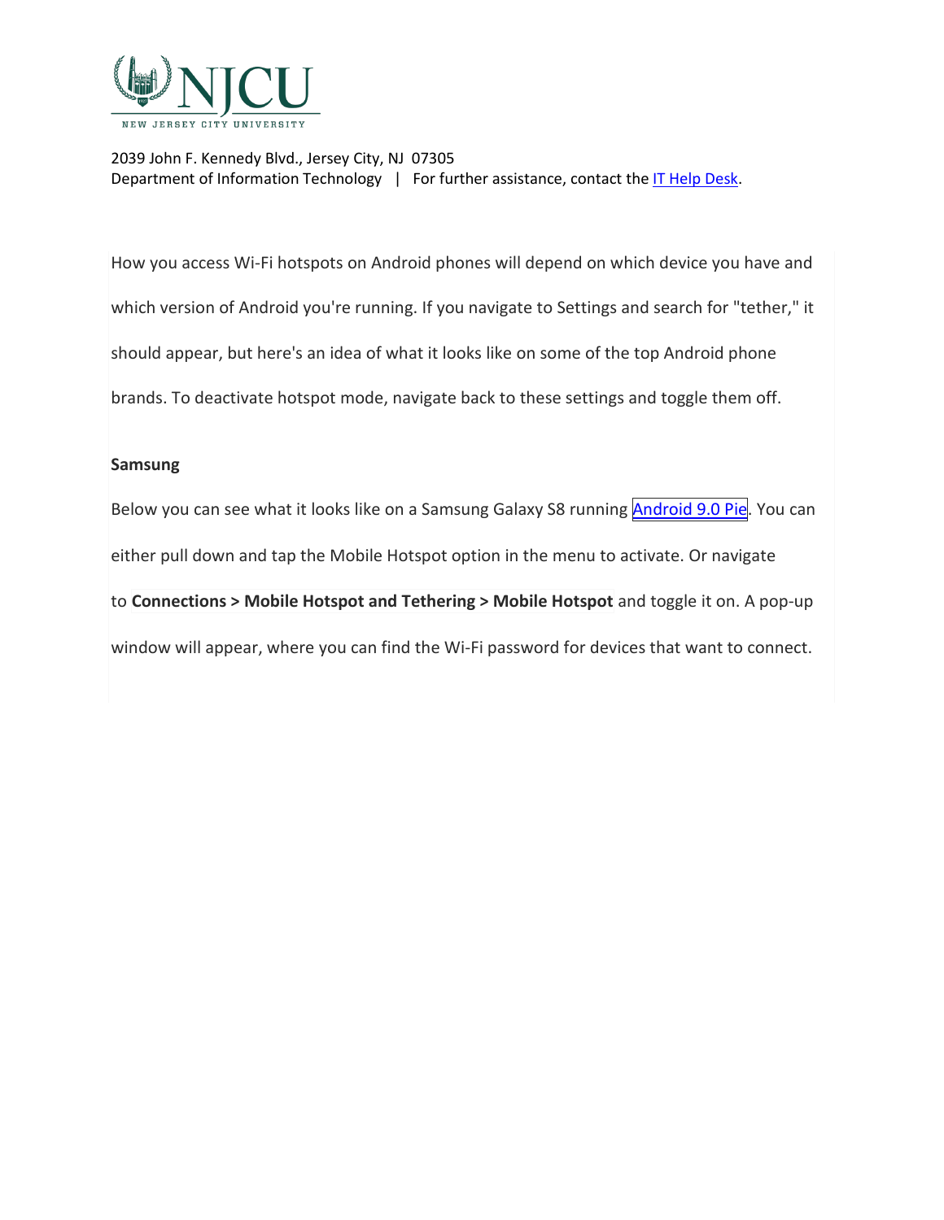2039 John F. Kennedy Blvd., Jersey City, NJ 07305
Department of Information Technology | For further assistance, contact the [IT Help Desk](IT Help Desk).

How you access Wi-Fi hotspots on Android phones will depend on which device you have and which version of Android you're running. If you navigate to Settings and search for "tether," it should appear, but here's an idea of what it looks like on some of the top Android phone brands. To deactivate hotspot mode, navigate back to these settings and toggle them off.

**Samsung**

Below you can see what it looks like on a Samsung Galaxy S8 running Android 9.0 Pie. You can either pull down and tap the Mobile Hotspot option in the menu to activate. Or navigate to **Connections > Mobile Hotspot and Tethering > Mobile Hotspot** and toggle it on. A pop-up window will appear, where you can find the Wi-Fi password for devices that want to connect.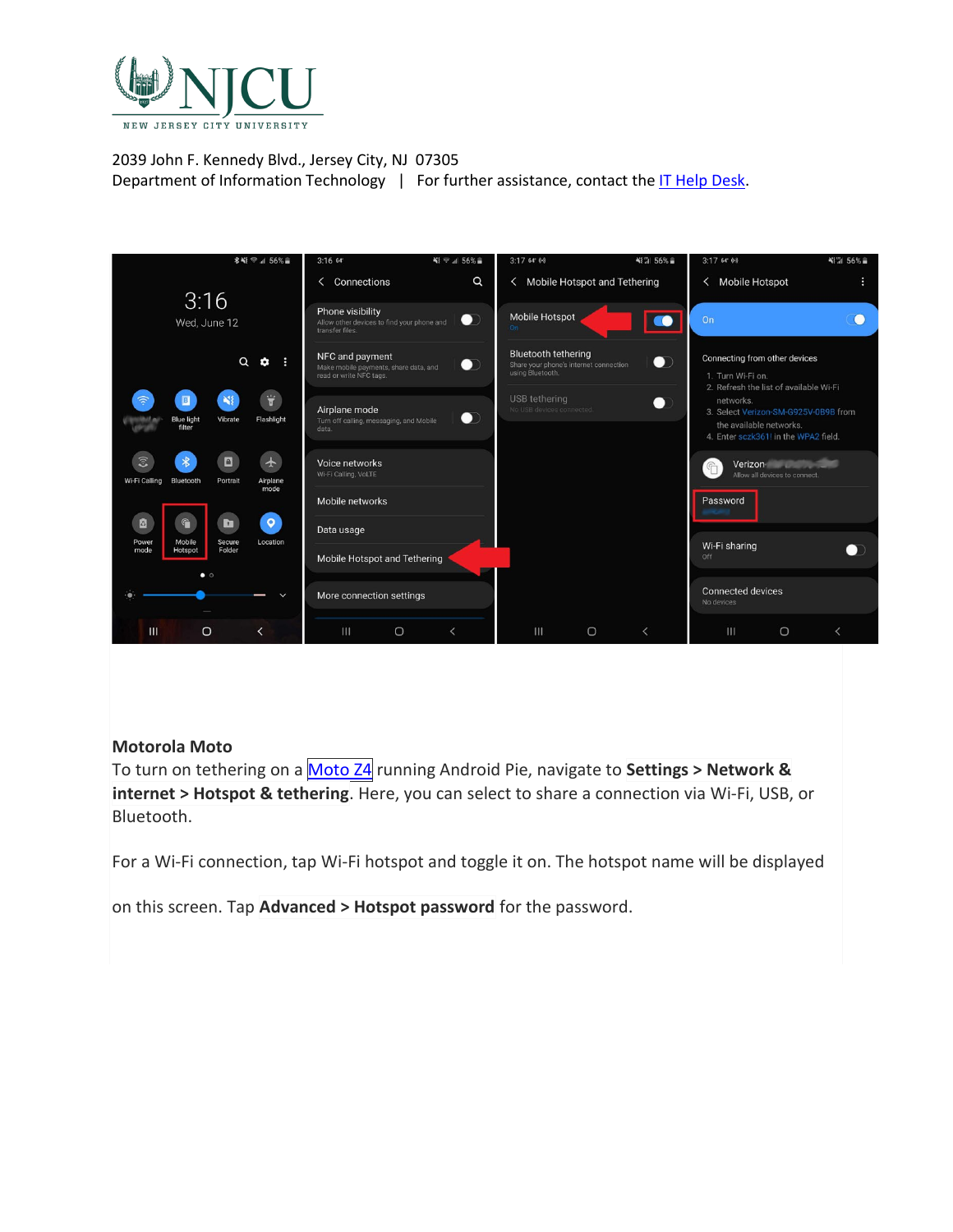2039 John F. Kennedy Blvd., Jersey City, NJ 07305
Department of Information Technology | For further assistance, contact the IT Help Desk.

**Motorola Moto**

To turn on tethering on a Moto Z4 running Android Pie, navigate to **Settings > Network & internet > Hotspot & tethering**. Here, you can select to share a connection via Wi-Fi, USB, or Bluetooth.

For a Wi-Fi connection, tap Wi-Fi hotspot and toggle it on. The hotspot name will be displayed on this screen. Tap **Advanced > Hotspot password** for the password.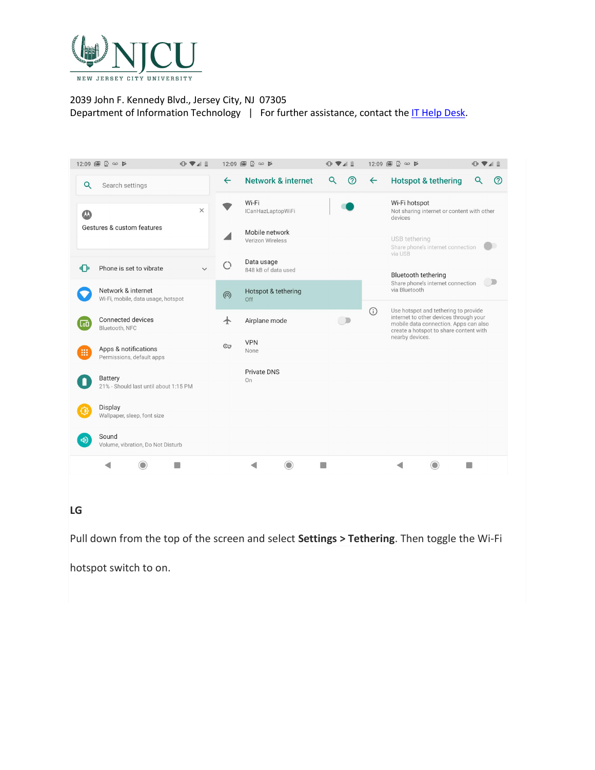2039 John F. Kennedy Blvd., Jersey City, NJ 07305
Department of Information Technology | For further assistance, contact the IT Help Desk.

## LG

Pull down from the top of the screen and select **Settings > Tethering**. Then toggle the Wi-Fi hotspot switch to on.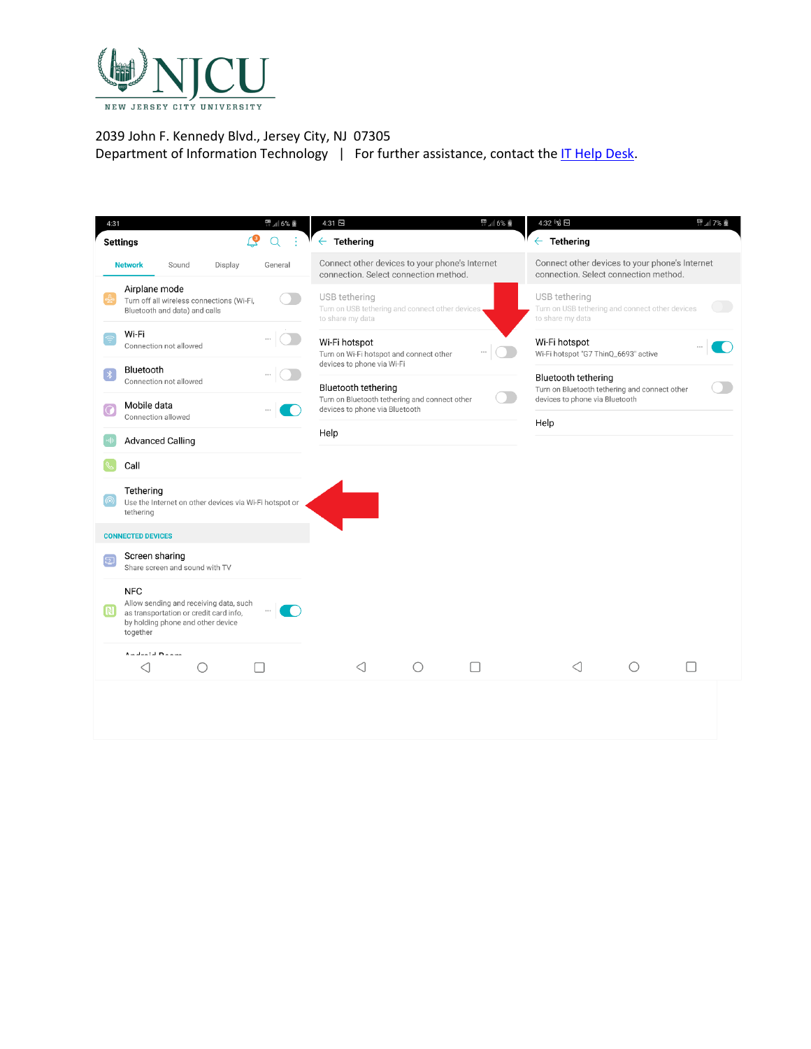2039 John F. Kennedy Blvd., Jersey City, NJ 07305
Department of Information Technology | For further assistance, contact the IT Help Desk.